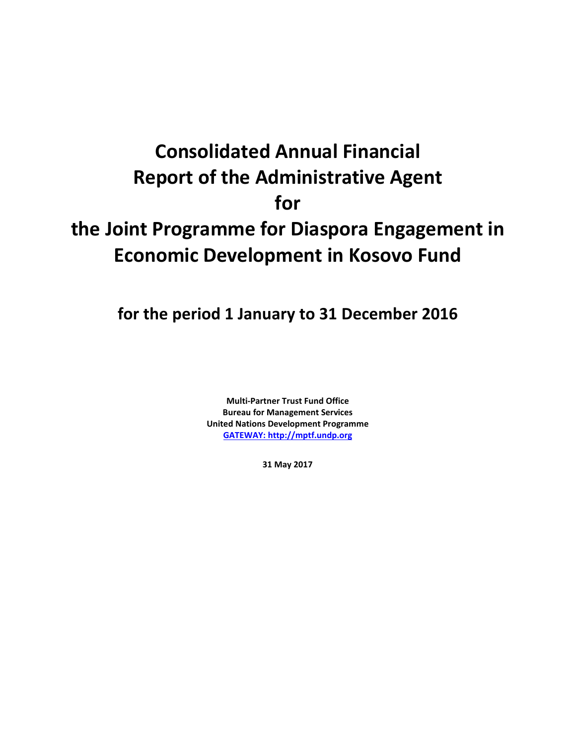# Consolidated Annual Financial Report of the Administrative Agent for the Joint Programme for Diaspora Engagement in Economic Development in Kosovo Fund

## for the period 1 January to 31 December 2016

**Multi-Partner Trust Fund Office**
**Bureau for Management Services**
**United Nations Development Programme**
**GATEWAY: http://mptf.undp.org**

**31 May 2017**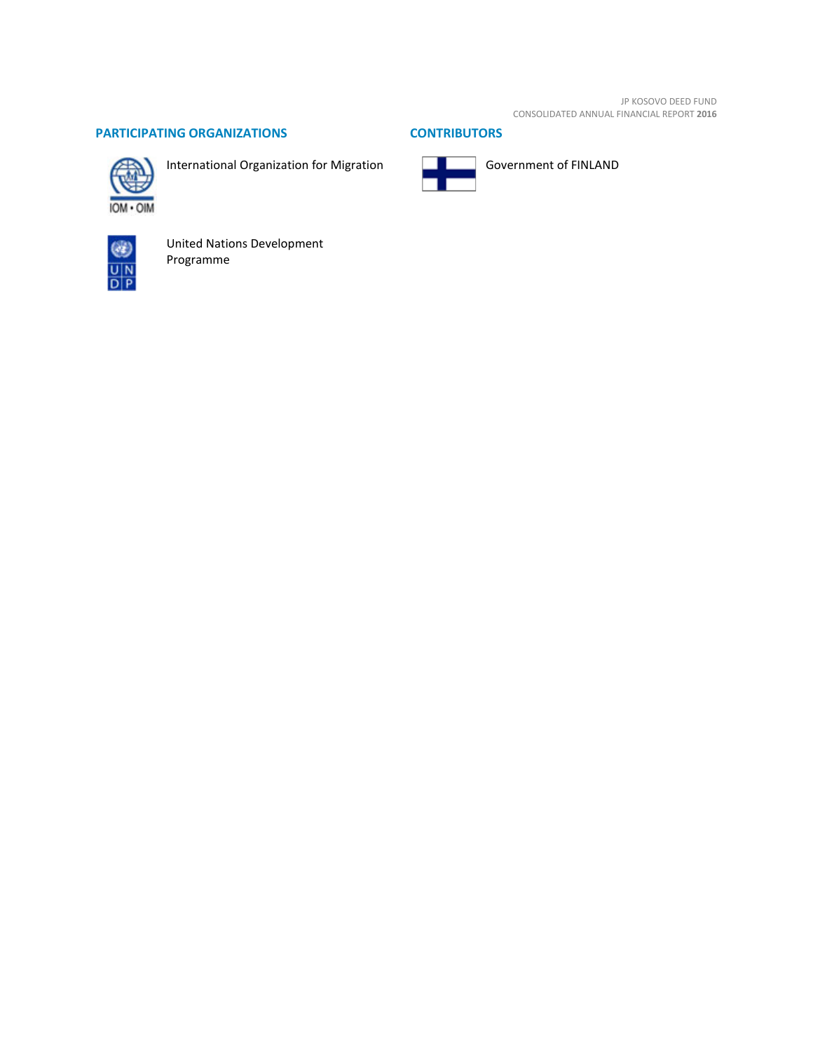## PARTICIPATING ORGANIZATIONS

International Organization for Migration

United Nations Development Programme

## CONTRIBUTORS

Government of FINLAND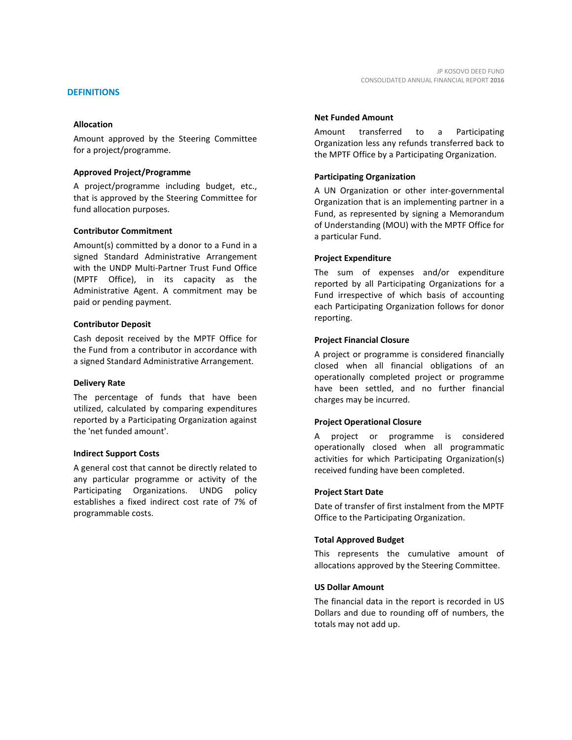## DEFINITIONS

**Allocation**

Amount approved by the Steering Committee for a project/programme.

**Approved Project/Programme**

A project/programme including budget, etc., that is approved by the Steering Committee for fund allocation purposes.

**Contributor Commitment**

Amount(s) committed by a donor to a Fund in a signed Standard Administrative Arrangement with the UNDP Multi-Partner Trust Fund Office (MPTF Office), in its capacity as the Administrative Agent. A commitment may be paid or pending payment.

**Contributor Deposit**

Cash deposit received by the MPTF Office for the Fund from a contributor in accordance with a signed Standard Administrative Arrangement.

**Delivery Rate**

The percentage of funds that have been utilized, calculated by comparing expenditures reported by a Participating Organization against the 'net funded amount'.

**Indirect Support Costs**

A general cost that cannot be directly related to any particular programme or activity of the Participating Organizations. UNDG policy establishes a fixed indirect cost rate of 7% of programmable costs.

**Net Funded Amount**

Amount transferred to a Participating Organization less any refunds transferred back to the MPTF Office by a Participating Organization.

**Participating Organization**

A UN Organization or other inter-governmental Organization that is an implementing partner in a Fund, as represented by signing a Memorandum of Understanding (MOU) with the MPTF Office for a particular Fund.

**Project Expenditure**

The sum of expenses and/or expenditure reported by all Participating Organizations for a Fund irrespective of which basis of accounting each Participating Organization follows for donor reporting.

**Project Financial Closure**

A project or programme is considered financially closed when all financial obligations of an operationally completed project or programme have been settled, and no further financial charges may be incurred.

**Project Operational Closure**

A project or programme is considered operationally closed when all programmatic activities for which Participating Organization(s) received funding have been completed.

**Project Start Date**

Date of transfer of first instalment from the MPTF Office to the Participating Organization.

**Total Approved Budget**

This represents the cumulative amount of allocations approved by the Steering Committee.

**US Dollar Amount**

The financial data in the report is recorded in US Dollars and due to rounding off of numbers, the totals may not add up.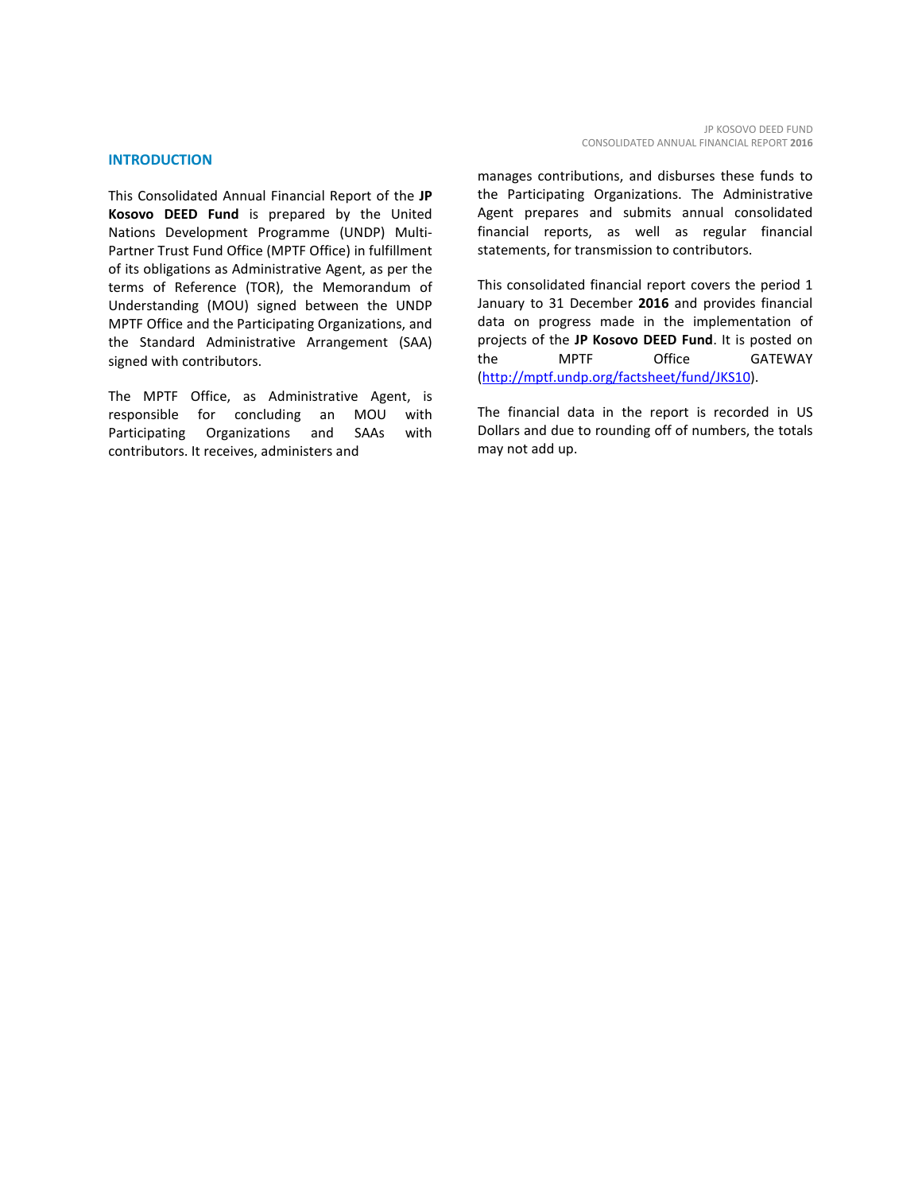## INTRODUCTION

This Consolidated Annual Financial Report of the **JP Kosovo DEED Fund** is prepared by the United Nations Development Programme (UNDP) Multi-Partner Trust Fund Office (MPTF Office) in fulfillment of its obligations as Administrative Agent, as per the terms of Reference (TOR), the Memorandum of Understanding (MOU) signed between the UNDP MPTF Office and the Participating Organizations, and the Standard Administrative Arrangement (SAA) signed with contributors.

The MPTF Office, as Administrative Agent, is responsible for concluding an MOU with Participating Organizations and SAAs with contributors. It receives, administers and manages contributions, and disburses these funds to the Participating Organizations. The Administrative Agent prepares and submits annual consolidated financial reports, as well as regular financial statements, for transmission to contributors.

This consolidated financial report covers the period 1 January to 31 December **2016** and provides financial data on progress made in the implementation of projects of the **JP Kosovo DEED Fund**. It is posted on the MPTF Office GATEWAY (http://mptf.undp.org/factsheet/fund/JKS10).

The financial data in the report is recorded in US Dollars and due to rounding off of numbers, the totals may not add up.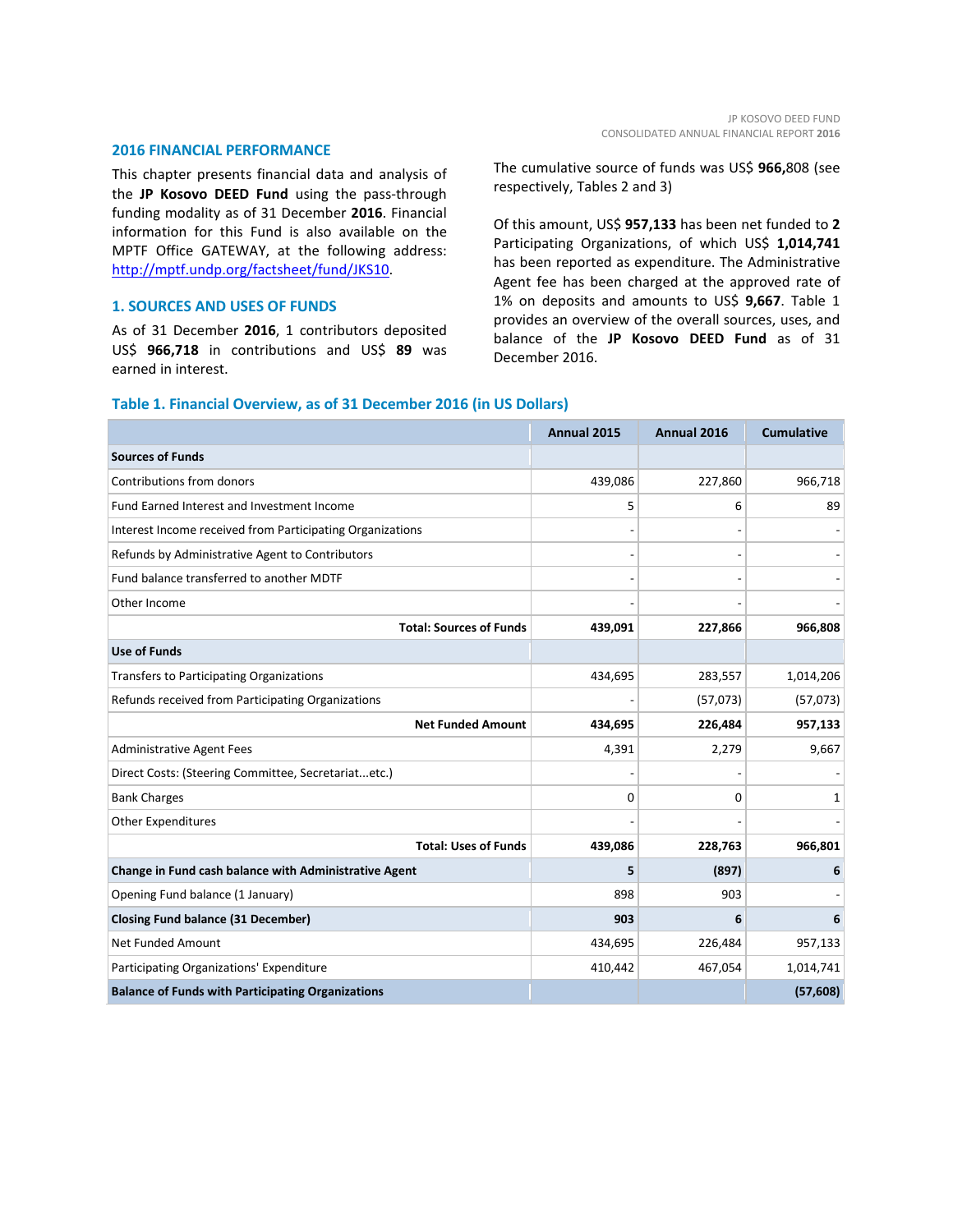## 2016 FINANCIAL PERFORMANCE

This chapter presents financial data and analysis of the **JP Kosovo DEED Fund** using the pass-through funding modality as of 31 December **2016**. Financial information for this Fund is also available on the MPTF Office GATEWAY, at the following address: http://mptf.undp.org/factsheet/fund/JKS10.

## 1. SOURCES AND USES OF FUNDS

As of 31 December **2016**, 1 contributors deposited US$ **966,718** in contributions and US$ **89** was earned in interest.

The cumulative source of funds was US$ **966,**808 (see respectively, Tables 2 and 3)

Of this amount, US$ **957,133** has been net funded to **2** Participating Organizations, of which US$ **1,014,741** has been reported as expenditure. The Administrative Agent fee has been charged at the approved rate of 1% on deposits and amounts to US$ **9,667**. Table 1 provides an overview of the overall sources, uses, and balance of the **JP Kosovo DEED Fund** as of 31 December 2016.

### Table 1. Financial Overview, as of 31 December 2016 (in US Dollars)

| | Annual 2015 | Annual 2016 | Cumulative |
|---|---|---|---|
| **Sources of Funds** | | | |
| Contributions from donors | 439,086 | 227,860 | 966,718 |
| Fund Earned Interest and Investment Income | 5 | 6 | 89 |
| Interest Income received from Participating Organizations | - | - | - |
| Refunds by Administrative Agent to Contributors | - | - | - |
| Fund balance transferred to another MDTF | - | - | - |
| Other Income | - | - | - |
| **Total: Sources of Funds** | **439,091** | **227,866** | **966,808** |
| **Use of Funds** | | | |
| Transfers to Participating Organizations | 434,695 | 283,557 | 1,014,206 |
| Refunds received from Participating Organizations | - | (57,073) | (57,073) |
| **Net Funded Amount** | **434,695** | **226,484** | **957,133** |
| Administrative Agent Fees | 4,391 | 2,279 | 9,667 |
| Direct Costs: (Steering Committee, Secretariat...etc.) | - | - | - |
| Bank Charges | 0 | 0 | 1 |
| Other Expenditures | - | - | - |
| **Total: Uses of Funds** | **439,086** | **228,763** | **966,801** |
| **Change in Fund cash balance with Administrative Agent** | **5** | **(897)** | **6** |
| Opening Fund balance (1 January) | 898 | 903 | - |
| **Closing Fund balance (31 December)** | **903** | **6** | **6** |
| Net Funded Amount | 434,695 | 226,484 | 957,133 |
| Participating Organizations' Expenditure | 410,442 | 467,054 | 1,014,741 |
| **Balance of Funds with Participating Organizations** | | | **(57,608)** |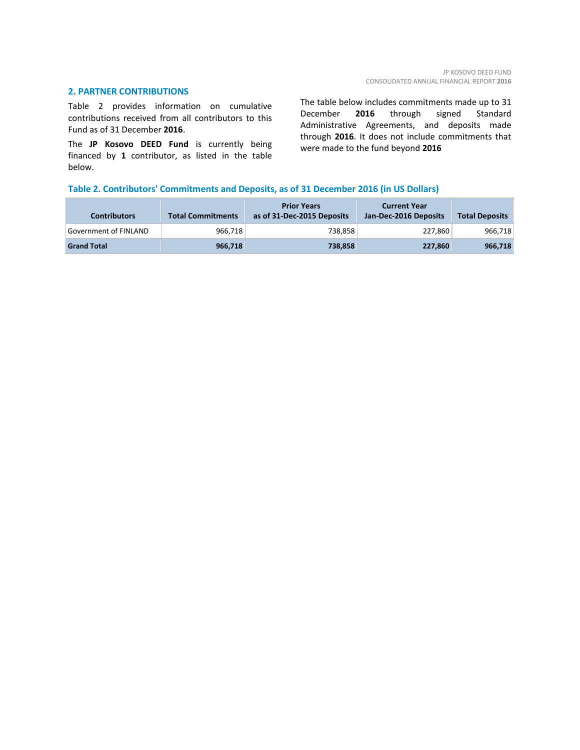## 2. PARTNER CONTRIBUTIONS

Table 2 provides information on cumulative contributions received from all contributors to this Fund as of 31 December **2016**.

The **JP Kosovo DEED Fund** is currently being financed by **1** contributor, as listed in the table below.

The table below includes commitments made up to 31 December **2016** through signed Standard Administrative Agreements, and deposits made through **2016**. It does not include commitments that were made to the fund beyond **2016**

**Table 2. Contributors' Commitments and Deposits, as of 31 December 2016 (in US Dollars)**

| Contributors | Total Commitments | Prior Years as of 31-Dec-2015 Deposits | Current Year Jan-Dec-2016 Deposits | Total Deposits |
|---|---|---|---|---|
| Government of FINLAND | 966,718 | 738,858 | 227,860 | 966,718 |
| **Grand Total** | **966,718** | **738,858** | **227,860** | **966,718** |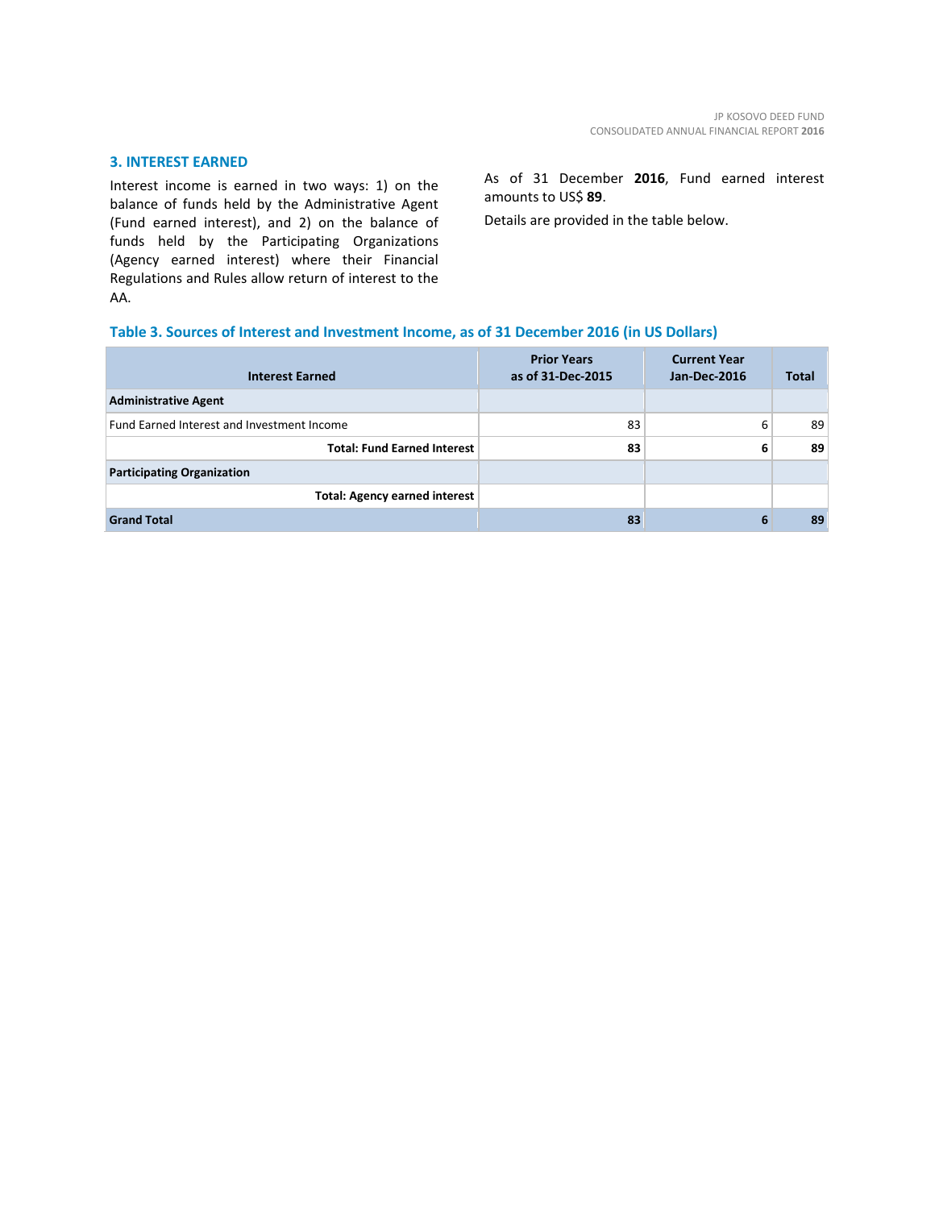## 3. INTEREST EARNED

Interest income is earned in two ways: 1) on the balance of funds held by the Administrative Agent (Fund earned interest), and 2) on the balance of funds held by the Participating Organizations (Agency earned interest) where their Financial Regulations and Rules allow return of interest to the AA.

As of 31 December **2016**, Fund earned interest amounts to US$ **89**.

Details are provided in the table below.

**Table 3. Sources of Interest and Investment Income, as of 31 December 2016 (in US Dollars)**

| Interest Earned | Prior Years as of 31-Dec-2015 | Current Year Jan-Dec-2016 | Total |
|---|---|---|---|
| **Administrative Agent** | | | |
| Fund Earned Interest and Investment Income | 83 | 6 | 89 |
| **Total: Fund Earned Interest** | **83** | **6** | **89** |
| **Participating Organization** | | | |
| **Total: Agency earned interest** | | | |
| **Grand Total** | **83** | **6** | **89** |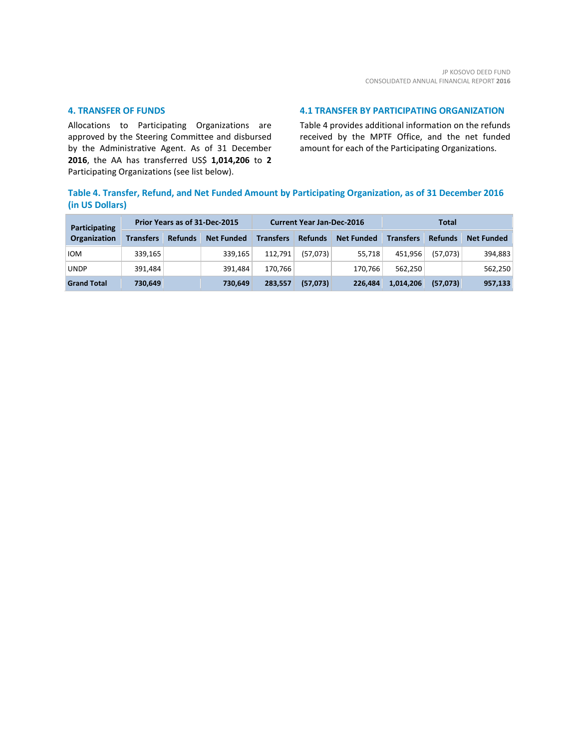## 4. TRANSFER OF FUNDS

Allocations to Participating Organizations are approved by the Steering Committee and disbursed by the Administrative Agent. As of 31 December **2016**, the AA has transferred US$ **1,014,206** to **2** Participating Organizations (see list below).

## 4.1 TRANSFER BY PARTICIPATING ORGANIZATION

Table 4 provides additional information on the refunds received by the MPTF Office, and the net funded amount for each of the Participating Organizations.

### Table 4. Transfer, Refund, and Net Funded Amount by Participating Organization, as of 31 December 2016 (in US Dollars)

| Participating Organization | Prior Years as of 31-Dec-2015 | | | Current Year Jan-Dec-2016 | | | Total | | |
|---|---|---|---|---|---|---|---|---|---|
| | Transfers | Refunds | Net Funded | Transfers | Refunds | Net Funded | Transfers | Refunds | Net Funded |
| IOM | 339,165 | | 339,165 | 112,791 | (57,073) | 55,718 | 451,956 | (57,073) | 394,883 |
| UNDP | 391,484 | | 391,484 | 170,766 | | 170,766 | 562,250 | | 562,250 |
| **Grand Total** | **730,649** | | **730,649** | **283,557** | **(57,073)** | **226,484** | **1,014,206** | **(57,073)** | **957,133** |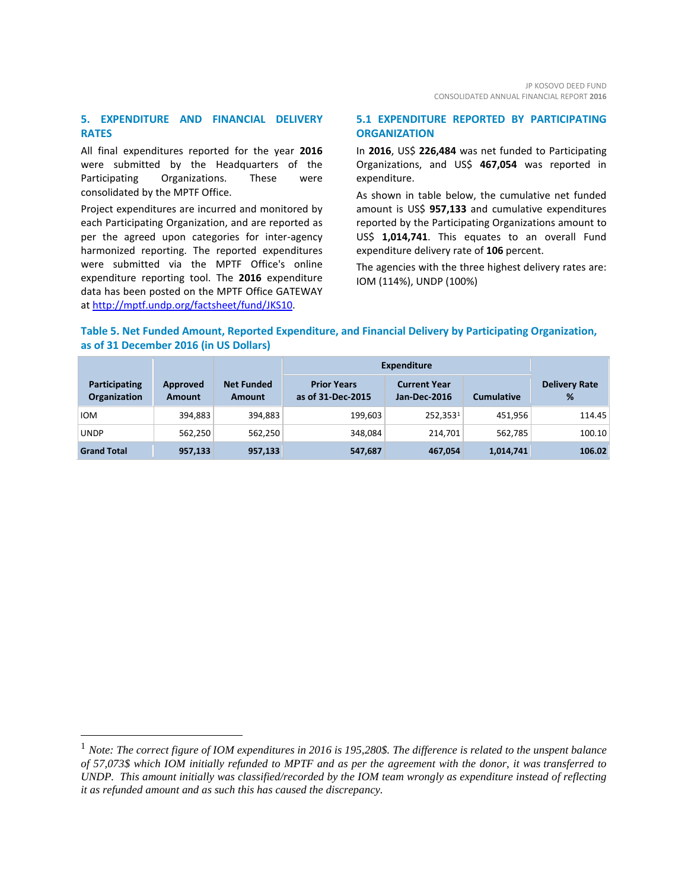## 5. EXPENDITURE AND FINANCIAL DELIVERY RATES

All final expenditures reported for the year **2016** were submitted by the Headquarters of the Participating Organizations. These were consolidated by the MPTF Office.

Project expenditures are incurred and monitored by each Participating Organization, and are reported as per the agreed upon categories for inter-agency harmonized reporting. The reported expenditures were submitted via the MPTF Office's online expenditure reporting tool. The **2016** expenditure data has been posted on the MPTF Office GATEWAY at http://mptf.undp.org/factsheet/fund/JKS10.

### 5.1 EXPENDITURE REPORTED BY PARTICIPATING ORGANIZATION

In **2016**, US$ **226,484** was net funded to Participating Organizations, and US$ **467,054** was reported in expenditure.

As shown in table below, the cumulative net funded amount is US$ **957,133** and cumulative expenditures reported by the Participating Organizations amount to US$ **1,014,741**. This equates to an overall Fund expenditure delivery rate of **106** percent.

The agencies with the three highest delivery rates are: IOM (114%), UNDP (100%)

**Table 5. Net Funded Amount, Reported Expenditure, and Financial Delivery by Participating Organization, as of 31 December 2016 (in US Dollars)**

| Participating Organization | Approved Amount | Net Funded Amount | Expenditure | | | Delivery Rate % |
|---|---|---|---|---|---|---|
| | | | Prior Years as of 31-Dec-2015 | Current Year Jan-Dec-2016 | Cumulative | |
| IOM | 394,883 | 394,883 | 199,603 | 252,353[1] | 451,956 | 114.45 |
| UNDP | 562,250 | 562,250 | 348,084 | 214,701 | 562,785 | 100.10 |
| **Grand Total** | **957,133** | **957,133** | **547,687** | **467,054** | **1,014,741** | **106.02** |

[1] *Note: The correct figure of IOM expenditures in 2016 is 195,280$. The difference is related to the unspent balance of 57,073$ which IOM initially refunded to MPTF and as per the agreement with the donor, it was transferred to UNDP. This amount initially was classified/recorded by the IOM team wrongly as expenditure instead of reflecting it as refunded amount and as such this has caused the discrepancy.*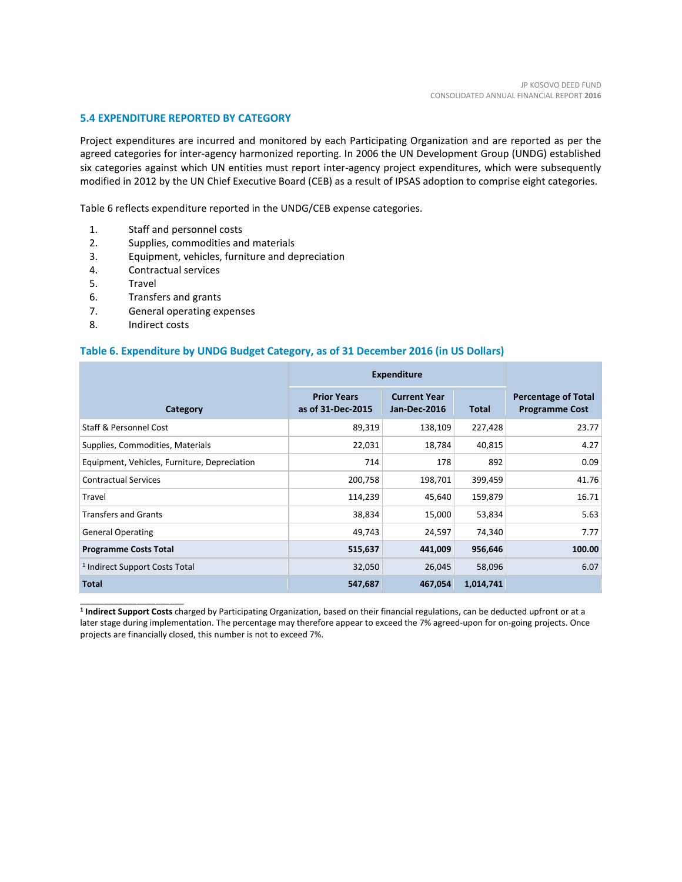### 5.4 EXPENDITURE REPORTED BY CATEGORY

Project expenditures are incurred and monitored by each Participating Organization and are reported as per the agreed categories for inter-agency harmonized reporting. In 2006 the UN Development Group (UNDG) established six categories against which UN entities must report inter-agency project expenditures, which were subsequently modified in 2012 by the UN Chief Executive Board (CEB) as a result of IPSAS adoption to comprise eight categories.

Table 6 reflects expenditure reported in the UNDG/CEB expense categories.

1. Staff and personnel costs
2. Supplies, commodities and materials
3. Equipment, vehicles, furniture and depreciation
4. Contractual services
5. Travel
6. Transfers and grants
7. General operating expenses
8. Indirect costs

#### Table 6. Expenditure by UNDG Budget Category, as of 31 December 2016 (in US Dollars)

| Category | Expenditure | | | Percentage of Total Programme Cost |
|---|---|---|---|---|
| | Prior Years as of 31-Dec-2015 | Current Year Jan-Dec-2016 | Total | |
| Staff & Personnel Cost | 89,319 | 138,109 | 227,428 | 23.77 |
| Supplies, Commodities, Materials | 22,031 | 18,784 | 40,815 | 4.27 |
| Equipment, Vehicles, Furniture, Depreciation | 714 | 178 | 892 | 0.09 |
| Contractual Services | 200,758 | 198,701 | 399,459 | 41.76 |
| Travel | 114,239 | 45,640 | 159,879 | 16.71 |
| Transfers and Grants | 38,834 | 15,000 | 53,834 | 5.63 |
| General Operating | 49,743 | 24,597 | 74,340 | 7.77 |
| **Programme Costs Total** | **515,637** | **441,009** | **956,646** | **100.00** |
| [1] Indirect Support Costs Total | 32,050 | 26,045 | 58,096 | 6.07 |
| **Total** | **547,687** | **467,054** | **1,014,741** | |

[1] **Indirect Support Costs** charged by Participating Organization, based on their financial regulations, can be deducted upfront or at a later stage during implementation. The percentage may therefore appear to exceed the 7% agreed-upon for on-going projects. Once projects are financially closed, this number is not to exceed 7%.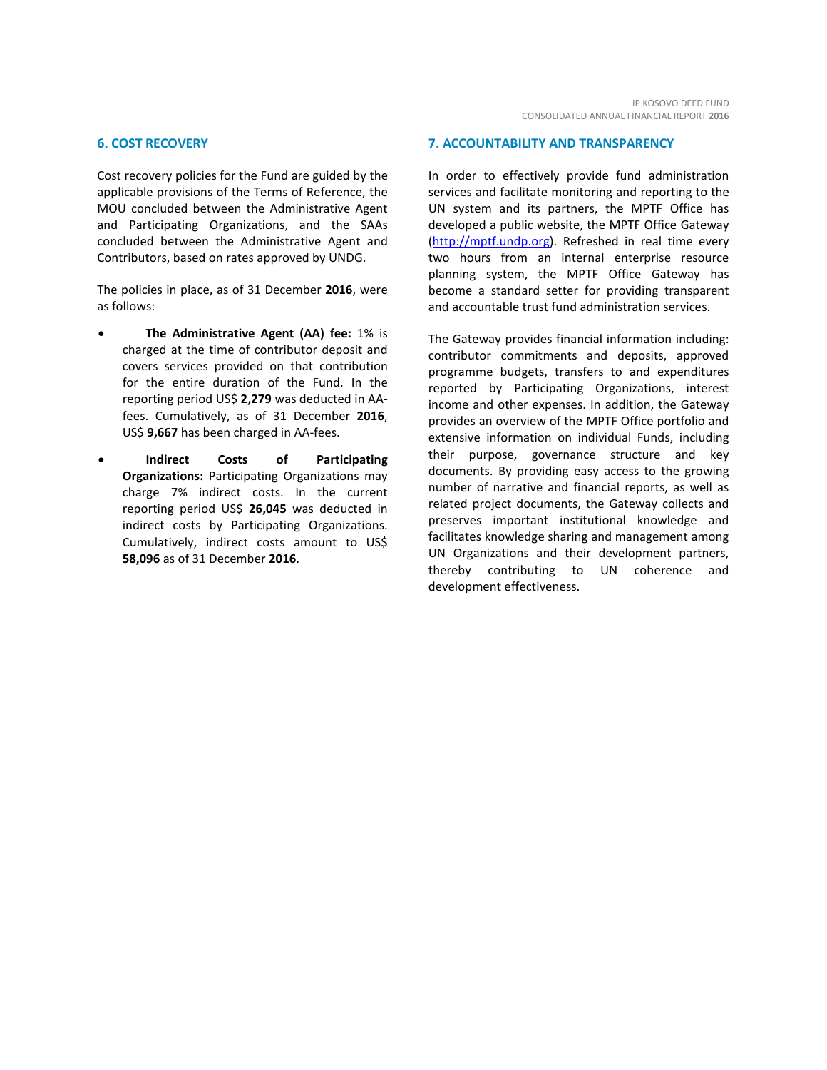## 6. COST RECOVERY

Cost recovery policies for the Fund are guided by the applicable provisions of the Terms of Reference, the MOU concluded between the Administrative Agent and Participating Organizations, and the SAAs concluded between the Administrative Agent and Contributors, based on rates approved by UNDG.

The policies in place, as of 31 December **2016**, were as follows:

- **The Administrative Agent (AA) fee:** 1% is charged at the time of contributor deposit and covers services provided on that contribution for the entire duration of the Fund. In the reporting period US$ **2,279** was deducted in AA-fees. Cumulatively, as of 31 December **2016**, US$ **9,667** has been charged in AA-fees.
- **Indirect Costs of Participating Organizations:** Participating Organizations may charge 7% indirect costs. In the current reporting period US$ **26,045** was deducted in indirect costs by Participating Organizations. Cumulatively, indirect costs amount to US$ **58,096** as of 31 December **2016**.

## 7. ACCOUNTABILITY AND TRANSPARENCY

In order to effectively provide fund administration services and facilitate monitoring and reporting to the UN system and its partners, the MPTF Office has developed a public website, the MPTF Office Gateway (http://mptf.undp.org). Refreshed in real time every two hours from an internal enterprise resource planning system, the MPTF Office Gateway has become a standard setter for providing transparent and accountable trust fund administration services.

The Gateway provides financial information including: contributor commitments and deposits, approved programme budgets, transfers to and expenditures reported by Participating Organizations, interest income and other expenses. In addition, the Gateway provides an overview of the MPTF Office portfolio and extensive information on individual Funds, including their purpose, governance structure and key documents. By providing easy access to the growing number of narrative and financial reports, as well as related project documents, the Gateway collects and preserves important institutional knowledge and facilitates knowledge sharing and management among UN Organizations and their development partners, thereby contributing to UN coherence and development effectiveness.